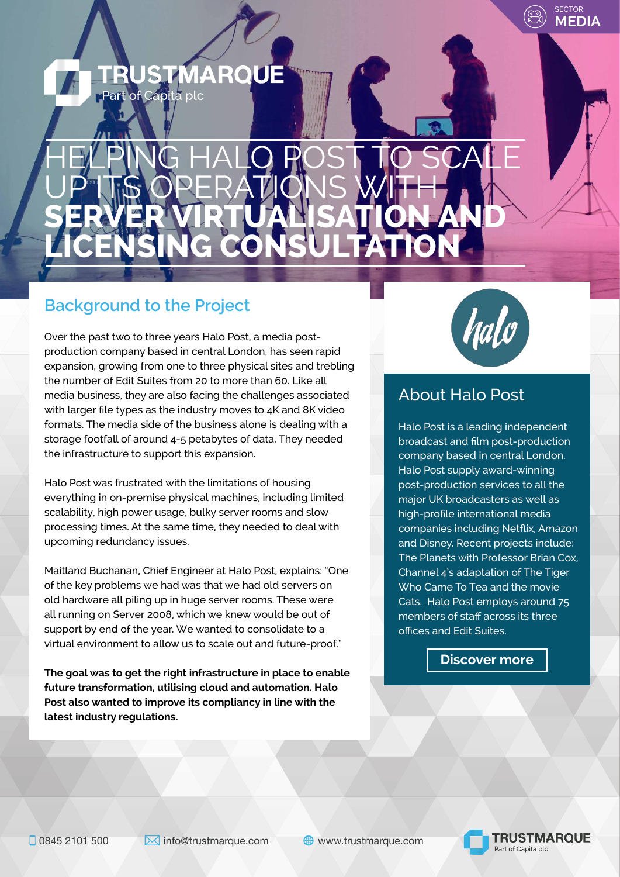SECTOR: **MEDIA**

TRUSTMARQUE
Part of Capita plc

# HELPING HALO POST TO SCALE UP ITS OPERATIONS WITH **SERVER VIRTUALISATION AND LICENSING CONSULTATION**

## Background to the Project

Over the past two to three years Halo Post, a media post-production company based in central London, has seen rapid expansion, growing from one to three physical sites and trebling the number of Edit Suites from 20 to more than 60. Like all media business, they are also facing the challenges associated with larger file types as the industry moves to 4K and 8K video formats. The media side of the business alone is dealing with a storage footfall of around 4-5 petabytes of data. They needed the infrastructure to support this expansion.

Halo Post was frustrated with the limitations of housing everything in on-premise physical machines, including limited scalability, high power usage, bulky server rooms and slow processing times. At the same time, they needed to deal with upcoming redundancy issues.

Maitland Buchanan, Chief Engineer at Halo Post, explains: "One of the key problems we had was that we had old servers on old hardware all piling up in huge server rooms. These were all running on Server 2008, which we knew would be out of support by end of the year. We wanted to consolidate to a virtual environment to allow us to scale out and future-proof."

**The goal was to get the right infrastructure in place to enable future transformation, utilising cloud and automation. Halo Post also wanted to improve its compliancy in line with the latest industry regulations.**

## About Halo Post

Halo Post is a leading independent broadcast and film post-production company based in central London. Halo Post supply award-winning post-production services to all the major UK broadcasters as well as high-profile international media companies including Netflix, Amazon and Disney. Recent projects include: The Planets with Professor Brian Cox, Channel 4's adaptation of The Tiger Who Came To Tea and the movie Cats. Halo Post employs around 75 members of staff across its three offices and Edit Suites.

Discover more

0845 2101 500 | info@trustmarque.com | www.trustmarque.com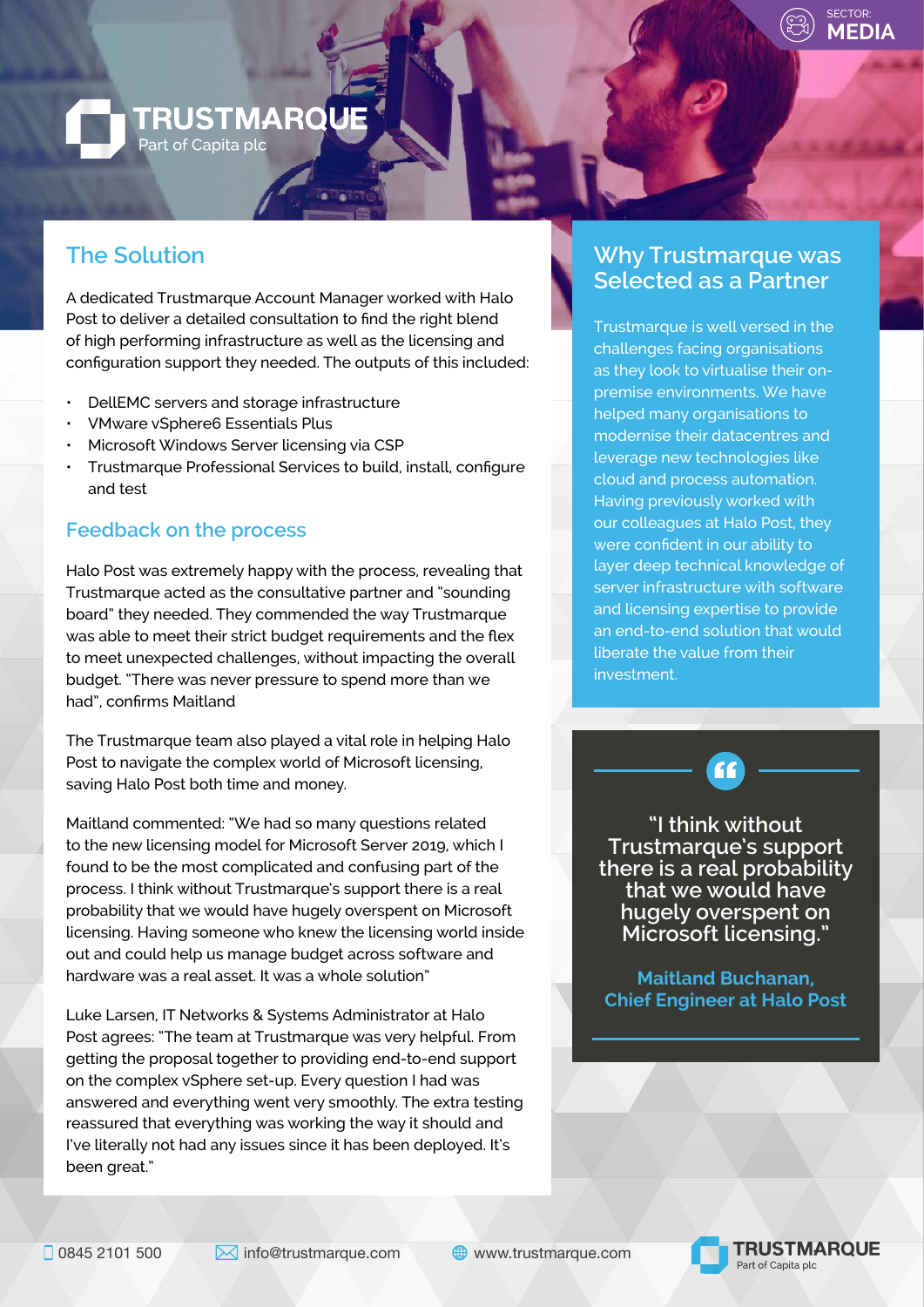## The Solution

A dedicated Trustmarque Account Manager worked with Halo Post to deliver a detailed consultation to find the right blend of high performing infrastructure as well as the licensing and configuration support they needed. The outputs of this included:

- DellEMC servers and storage infrastructure
- VMware vSphere6 Essentials Plus
- Microsoft Windows Server licensing via CSP
- Trustmarque Professional Services to build, install, configure and test

## Feedback on the process

Halo Post was extremely happy with the process, revealing that Trustmarque acted as the consultative partner and "sounding board" they needed. They commended the way Trustmarque was able to meet their strict budget requirements and the flex to meet unexpected challenges, without impacting the overall budget. "There was never pressure to spend more than we had", confirms Maitland

The Trustmarque team also played a vital role in helping Halo Post to navigate the complex world of Microsoft licensing, saving Halo Post both time and money.

Maitland commented: "We had so many questions related to the new licensing model for Microsoft Server 2019, which I found to be the most complicated and confusing part of the process. I think without Trustmarque's support there is a real probability that we would have hugely overspent on Microsoft licensing. Having someone who knew the licensing world inside out and could help us manage budget across software and hardware was a real asset. It was a whole solution"

Luke Larsen, IT Networks & Systems Administrator at Halo Post agrees: "The team at Trustmarque was very helpful. From getting the proposal together to providing end-to-end support on the complex vSphere set-up. Every question I had was answered and everything went very smoothly. The extra testing reassured that everything was working the way it should and I've literally not had any issues since it has been deployed. It's been great."

## Why Trustmarque was Selected as a Partner

Trustmarque is well versed in the challenges facing organisations as they look to virtualise their on-premise environments. We have helped many organisations to modernise their datacentres and leverage new technologies like cloud and process automation. Having previously worked with our colleagues at Halo Post, they were confident in our ability to layer deep technical knowledge of server infrastructure with software and licensing expertise to provide an end-to-end solution that would liberate the value from their investment.

> "I think without Trustmarque's support there is a real probability that we would have hugely overspent on Microsoft licensing."
>
> **Maitland Buchanan, Chief Engineer at Halo Post**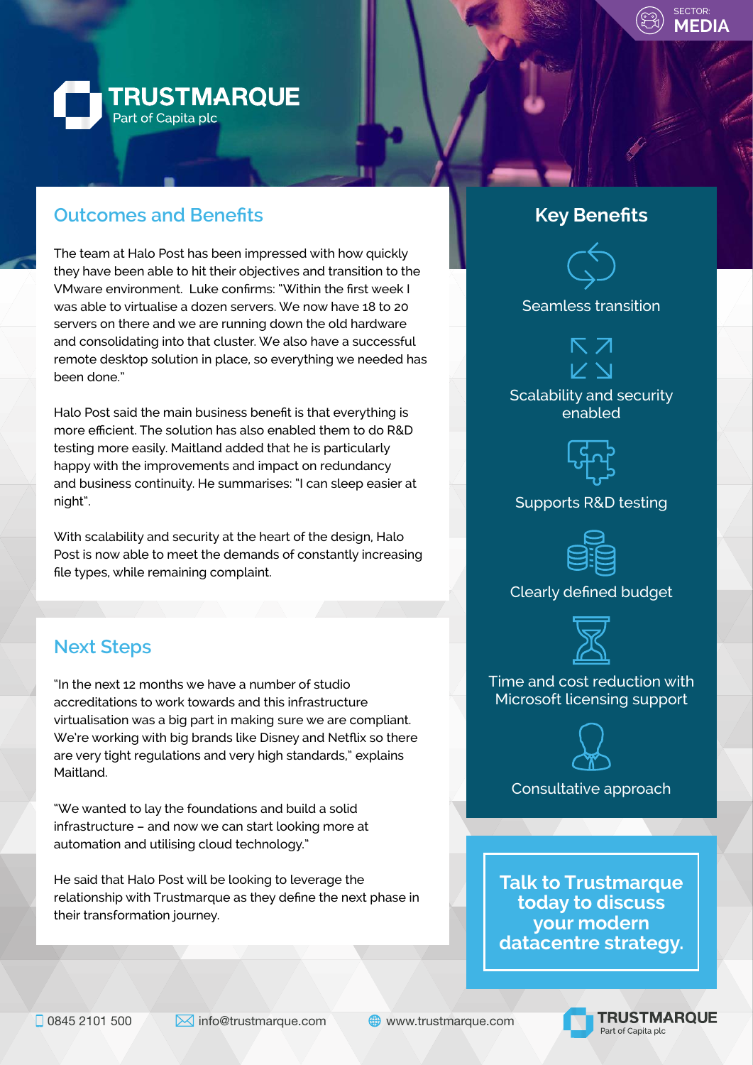SECTOR: MEDIA

TRUSTMARQUE
Part of Capita plc

## Outcomes and Benefits

The team at Halo Post has been impressed with how quickly they have been able to hit their objectives and transition to the VMware environment. Luke confirms: "Within the first week I was able to virtualise a dozen servers. We now have 18 to 20 servers on there and we are running down the old hardware and consolidating into that cluster. We also have a successful remote desktop solution in place, so everything we needed has been done."

Halo Post said the main business benefit is that everything is more efficient. The solution has also enabled them to do R&D testing more easily. Maitland added that he is particularly happy with the improvements and impact on redundancy and business continuity. He summarises: "I can sleep easier at night".

With scalability and security at the heart of the design, Halo Post is now able to meet the demands of constantly increasing file types, while remaining complaint.

## Next Steps

"In the next 12 months we have a number of studio accreditations to work towards and this infrastructure virtualisation was a big part in making sure we are compliant. We're working with big brands like Disney and Netflix so there are very tight regulations and very high standards," explains Maitland.

"We wanted to lay the foundations and build a solid infrastructure – and now we can start looking more at automation and utilising cloud technology."

He said that Halo Post will be looking to leverage the relationship with Trustmarque as they define the next phase in their transformation journey.

## Key Benefits

- Seamless transition
- Scalability and security enabled
- Supports R&D testing
- Clearly defined budget
- Time and cost reduction with Microsoft licensing support
- Consultative approach

**Talk to Trustmarque today to discuss your modern datacentre strategy.**

0845 2101 500 | info@trustmarque.com | www.trustmarque.com

TRUSTMARQUE
Part of Capita plc